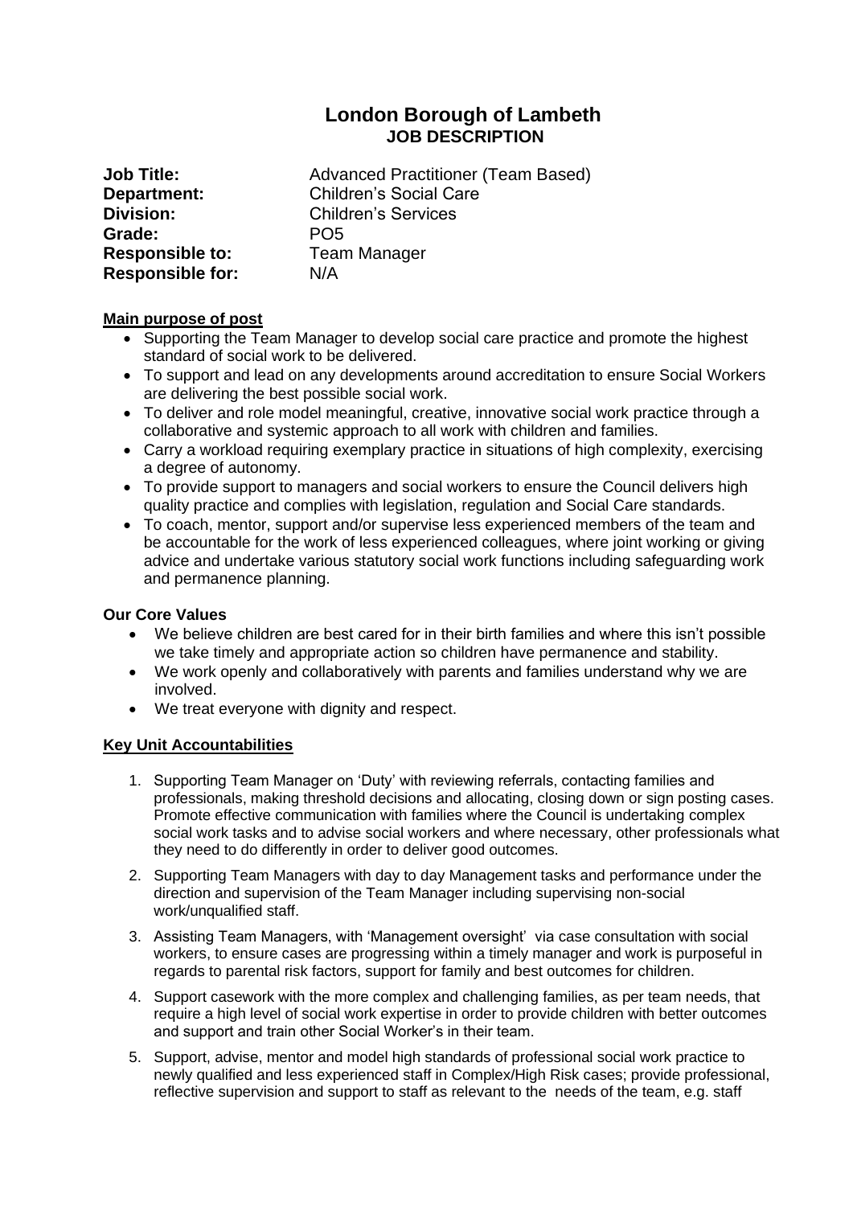# London Borough of Lambeth
## JOB DESCRIPTION

| | |
|---|---|
| **Job Title:** | Advanced Practitioner (Team Based) |
| **Department:** | Children's Social Care |
| **Division:** | Children's Services |
| **Grade:** | PO5 |
| **Responsible to:** | Team Manager |
| **Responsible for:** | N/A |

**Main purpose of post**

- Supporting the Team Manager to develop social care practice and promote the highest standard of social work to be delivered.
- To support and lead on any developments around accreditation to ensure Social Workers are delivering the best possible social work.
- To deliver and role model meaningful, creative, innovative social work practice through a collaborative and systemic approach to all work with children and families.
- Carry a workload requiring exemplary practice in situations of high complexity, exercising a degree of autonomy.
- To provide support to managers and social workers to ensure the Council delivers high quality practice and complies with legislation, regulation and Social Care standards.
- To coach, mentor, support and/or supervise less experienced members of the team and be accountable for the work of less experienced colleagues, where joint working or giving advice and undertake various statutory social work functions including safeguarding work and permanence planning.

**Our Core Values**

- We believe children are best cared for in their birth families and where this isn't possible we take timely and appropriate action so children have permanence and stability.
- We work openly and collaboratively with parents and families understand why we are involved.
- We treat everyone with dignity and respect.

**Key Unit Accountabilities**

1. Supporting Team Manager on 'Duty' with reviewing referrals, contacting families and professionals, making threshold decisions and allocating, closing down or sign posting cases. Promote effective communication with families where the Council is undertaking complex social work tasks and to advise social workers and where necessary, other professionals what they need to do differently in order to deliver good outcomes.
2. Supporting Team Managers with day to day Management tasks and performance under the direction and supervision of the Team Manager including supervising non-social work/unqualified staff.
3. Assisting Team Managers, with 'Management oversight' via case consultation with social workers, to ensure cases are progressing within a timely manager and work is purposeful in regards to parental risk factors, support for family and best outcomes for children.
4. Support casework with the more complex and challenging families, as per team needs, that require a high level of social work expertise in order to provide children with better outcomes and support and train other Social Worker's in their team.
5. Support, advise, mentor and model high standards of professional social work practice to newly qualified and less experienced staff in Complex/High Risk cases; provide professional, reflective supervision and support to staff as relevant to the needs of the team, e.g. staff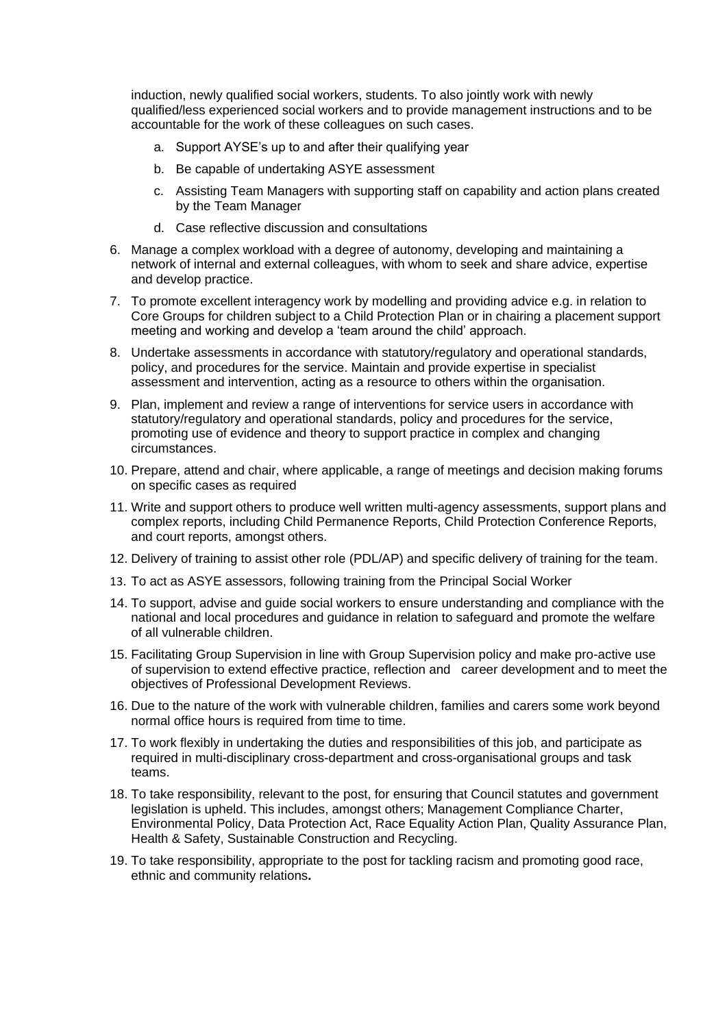induction, newly qualified social workers, students. To also jointly work with newly qualified/less experienced social workers and to provide management instructions and to be accountable for the work of these colleagues on such cases.

a. Support AYSE's up to and after their qualifying year
b. Be capable of undertaking ASYE assessment
c. Assisting Team Managers with supporting staff on capability and action plans created by the Team Manager
d. Case reflective discussion and consultations

6. Manage a complex workload with a degree of autonomy, developing and maintaining a network of internal and external colleagues, with whom to seek and share advice, expertise and develop practice.
7. To promote excellent interagency work by modelling and providing advice e.g. in relation to Core Groups for children subject to a Child Protection Plan or in chairing a placement support meeting and working and develop a 'team around the child' approach.
8. Undertake assessments in accordance with statutory/regulatory and operational standards, policy, and procedures for the service. Maintain and provide expertise in specialist assessment and intervention, acting as a resource to others within the organisation.
9. Plan, implement and review a range of interventions for service users in accordance with statutory/regulatory and operational standards, policy and procedures for the service, promoting use of evidence and theory to support practice in complex and changing circumstances.
10. Prepare, attend and chair, where applicable, a range of meetings and decision making forums on specific cases as required
11. Write and support others to produce well written multi-agency assessments, support plans and complex reports, including Child Permanence Reports, Child Protection Conference Reports, and court reports, amongst others.
12. Delivery of training to assist other role (PDL/AP) and specific delivery of training for the team.
13. To act as ASYE assessors, following training from the Principal Social Worker
14. To support, advise and guide social workers to ensure understanding and compliance with the national and local procedures and guidance in relation to safeguard and promote the welfare of all vulnerable children.
15. Facilitating Group Supervision in line with Group Supervision policy and make pro-active use of supervision to extend effective practice, reflection and career development and to meet the objectives of Professional Development Reviews.
16. Due to the nature of the work with vulnerable children, families and carers some work beyond normal office hours is required from time to time.
17. To work flexibly in undertaking the duties and responsibilities of this job, and participate as required in multi-disciplinary cross-department and cross-organisational groups and task teams.
18. To take responsibility, relevant to the post, for ensuring that Council statutes and government legislation is upheld. This includes, amongst others; Management Compliance Charter, Environmental Policy, Data Protection Act, Race Equality Action Plan, Quality Assurance Plan, Health & Safety, Sustainable Construction and Recycling.
19. To take responsibility, appropriate to the post for tackling racism and promoting good race, ethnic and community relations.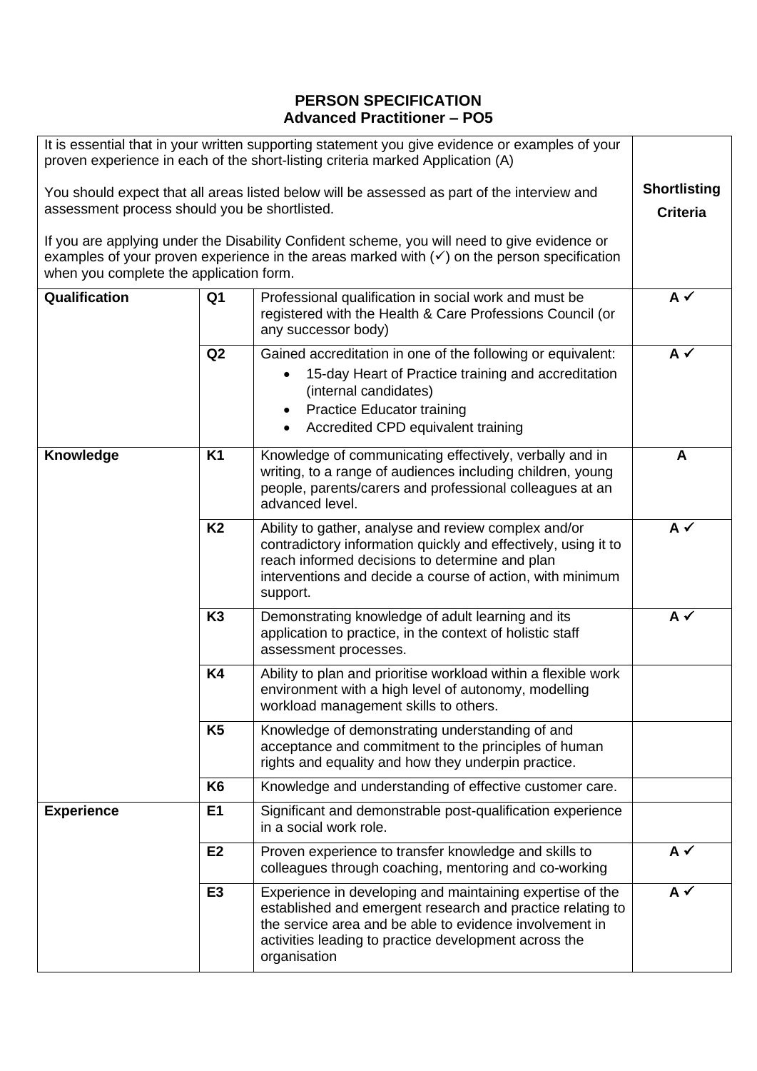# PERSON SPECIFICATION
## Advanced Practitioner – PO5

| It is essential that in your written supporting statement you give evidence or examples of your proven experience in each of the short-listing criteria marked Application (A)<br><br>You should expect that all areas listed below will be assessed as part of the interview and assessment process should you be shortlisted.<br><br>If you are applying under the Disability Confident scheme, you will need to give evidence or examples of your proven experience in the areas marked with (✓) on the person specification when you complete the application form. | | | **Shortlisting Criteria** |
|---|---|---|---|
| **Qualification** | **Q1** | Professional qualification in social work and must be registered with the Health & Care Professions Council (or any successor body) | **A ✓** |
| | **Q2** | Gained accreditation in one of the following or equivalent:<br>• 15-day Heart of Practice training and accreditation (internal candidates)<br>• Practice Educator training<br>• Accredited CPD equivalent training | **A ✓** |
| **Knowledge** | **K1** | Knowledge of communicating effectively, verbally and in writing, to a range of audiences including children, young people, parents/carers and professional colleagues at an advanced level. | **A** |
| | **K2** | Ability to gather, analyse and review complex and/or contradictory information quickly and effectively, using it to reach informed decisions to determine and plan interventions and decide a course of action, with minimum support. | **A ✓** |
| | **K3** | Demonstrating knowledge of adult learning and its application to practice, in the context of holistic staff assessment processes. | **A ✓** |
| | **K4** | Ability to plan and prioritise workload within a flexible work environment with a high level of autonomy, modelling workload management skills to others. | |
| | **K5** | Knowledge of demonstrating understanding of and acceptance and commitment to the principles of human rights and equality and how they underpin practice. | |
| | **K6** | Knowledge and understanding of effective customer care. | |
| **Experience** | **E1** | Significant and demonstrable post-qualification experience in a social work role. | |
| | **E2** | Proven experience to transfer knowledge and skills to colleagues through coaching, mentoring and co-working | **A ✓** |
| | **E3** | Experience in developing and maintaining expertise of the established and emergent research and practice relating to the service area and be able to evidence involvement in activities leading to practice development across the organisation | **A ✓** |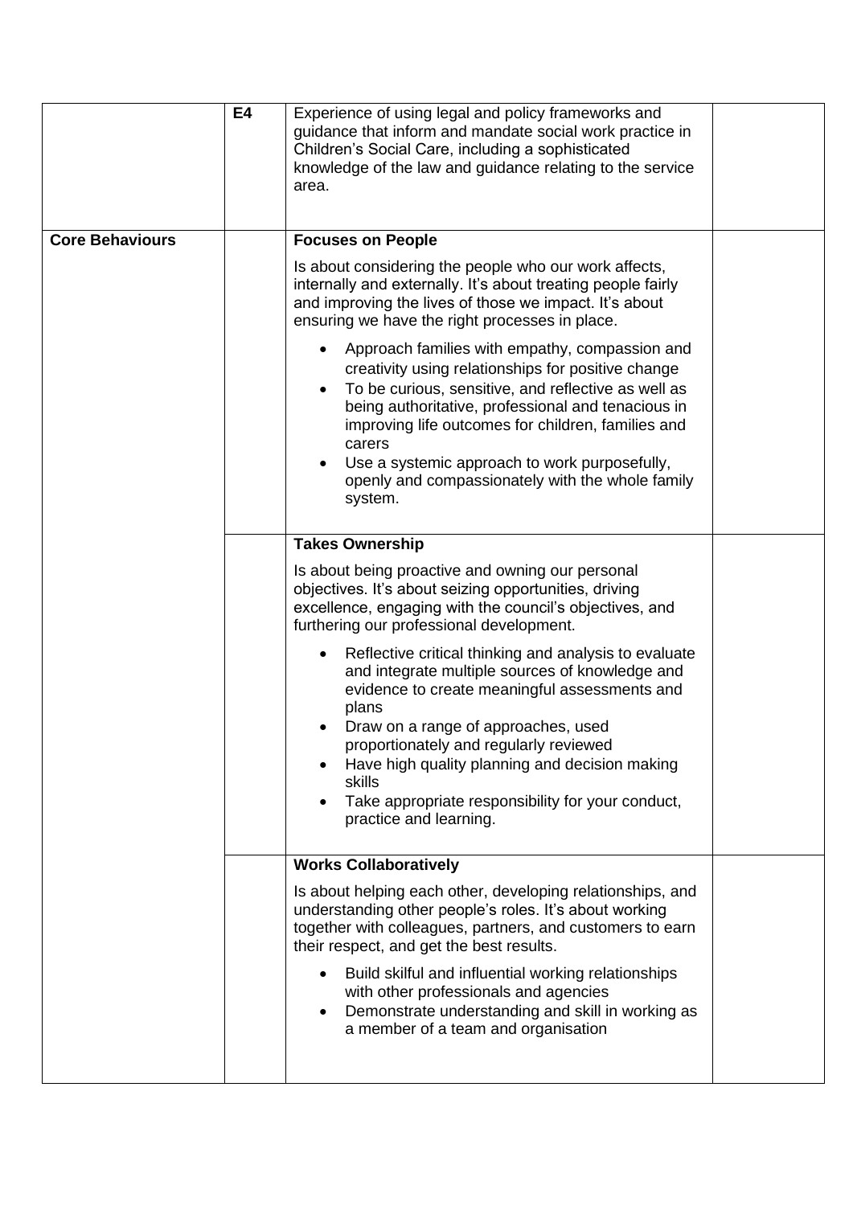| | | | |
|---|---|---|---|
| | **E4** | Experience of using legal and policy frameworks and guidance that inform and mandate social work practice in Children's Social Care, including a sophisticated knowledge of the law and guidance relating to the service area. | |
| **Core Behaviours** | | **Focuses on People**<br><br>Is about considering the people who our work affects, internally and externally. It's about treating people fairly and improving the lives of those we impact. It's about ensuring we have the right processes in place.<br><br>• Approach families with empathy, compassion and creativity using relationships for positive change<br>• To be curious, sensitive, and reflective as well as being authoritative, professional and tenacious in improving life outcomes for children, families and carers<br>• Use a systemic approach to work purposefully, openly and compassionately with the whole family system. | |
| | | **Takes Ownership**<br><br>Is about being proactive and owning our personal objectives. It's about seizing opportunities, driving excellence, engaging with the council's objectives, and furthering our professional development.<br><br>• Reflective critical thinking and analysis to evaluate and integrate multiple sources of knowledge and evidence to create meaningful assessments and plans<br>• Draw on a range of approaches, used proportionately and regularly reviewed<br>• Have high quality planning and decision making skills<br>• Take appropriate responsibility for your conduct, practice and learning. | |
| | | **Works Collaboratively**<br><br>Is about helping each other, developing relationships, and understanding other people's roles. It's about working together with colleagues, partners, and customers to earn their respect, and get the best results.<br><br>• Build skilful and influential working relationships with other professionals and agencies<br>• Demonstrate understanding and skill in working as a member of a team and organisation | |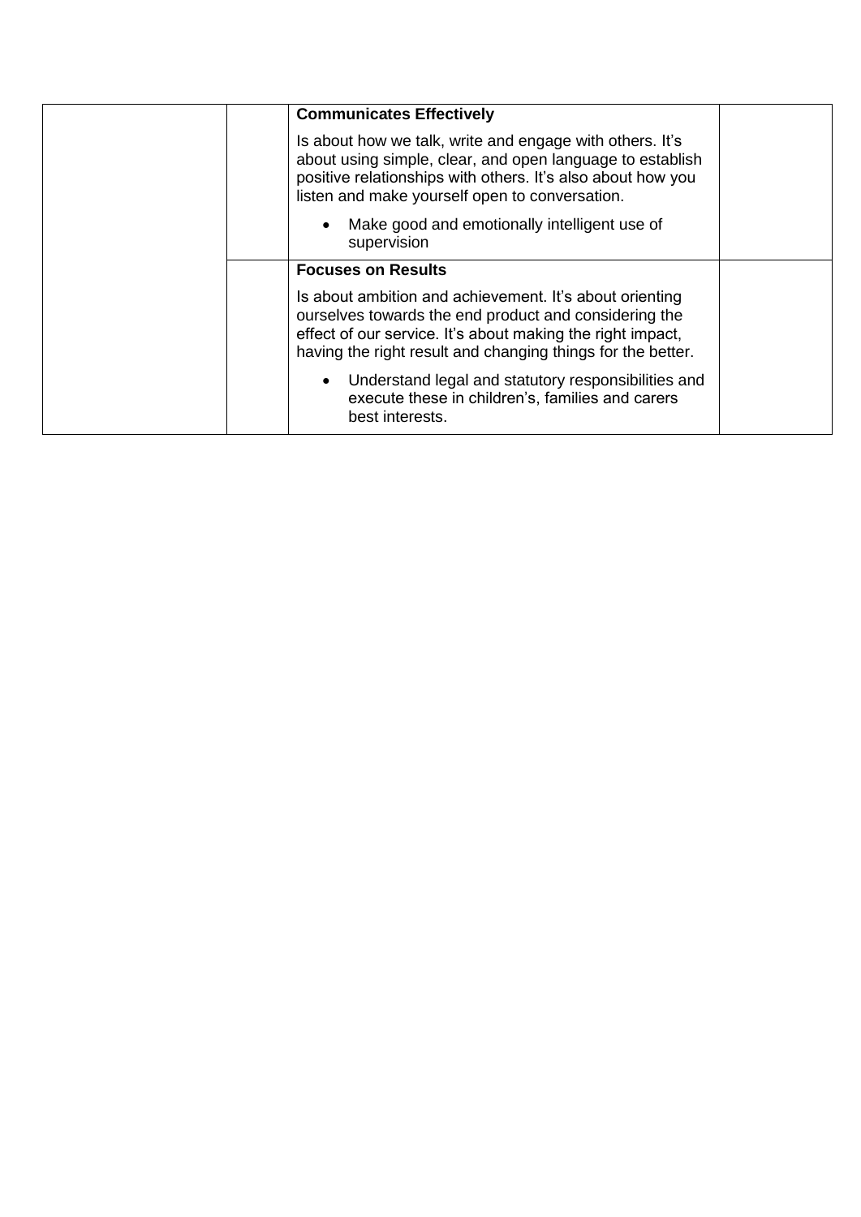| | | | |
|---|---|---|---|
| | | **Communicates Effectively**<br><br>Is about how we talk, write and engage with others. It's about using simple, clear, and open language to establish positive relationships with others. It's also about how you listen and make yourself open to conversation.<br><br>• Make good and emotionally intelligent use of supervision | |
| | | **Focuses on Results**<br><br>Is about ambition and achievement. It's about orienting ourselves towards the end product and considering the effect of our service. It's about making the right impact, having the right result and changing things for the better.<br><br>• Understand legal and statutory responsibilities and execute these in children's, families and carers best interests. | |